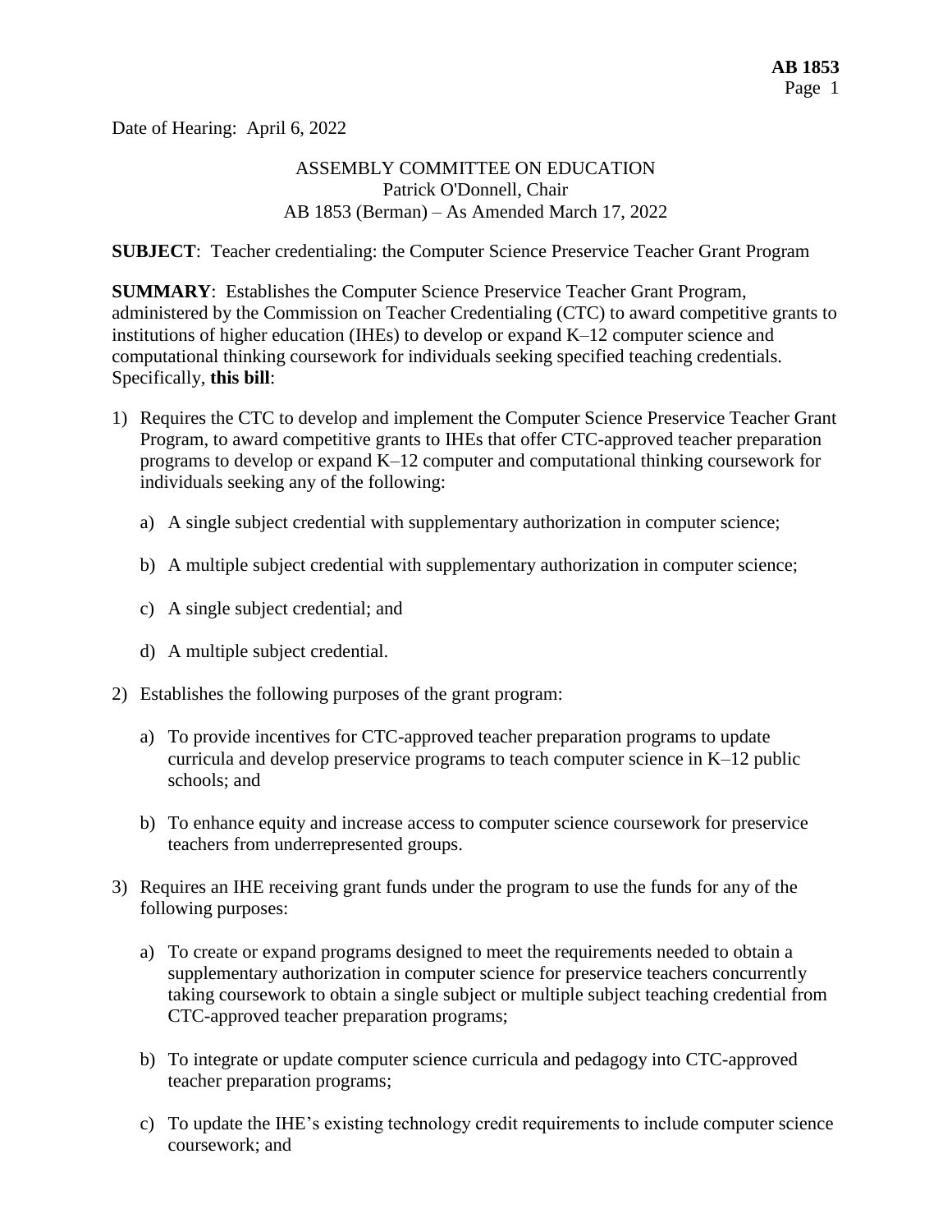Date of Hearing: April 6, 2022

ASSEMBLY COMMITTEE ON EDUCATION
Patrick O'Donnell, Chair
AB 1853 (Berman) – As Amended March 17, 2022

**SUBJECT**: Teacher credentialing: the Computer Science Preservice Teacher Grant Program

**SUMMARY**: Establishes the Computer Science Preservice Teacher Grant Program, administered by the Commission on Teacher Credentialing (CTC) to award competitive grants to institutions of higher education (IHEs) to develop or expand K–12 computer science and computational thinking coursework for individuals seeking specified teaching credentials. Specifically, **this bill**:

1) Requires the CTC to develop and implement the Computer Science Preservice Teacher Grant Program, to award competitive grants to IHEs that offer CTC-approved teacher preparation programs to develop or expand K–12 computer and computational thinking coursework for individuals seeking any of the following:

   a) A single subject credential with supplementary authorization in computer science;

   b) A multiple subject credential with supplementary authorization in computer science;

   c) A single subject credential; and

   d) A multiple subject credential.

2) Establishes the following purposes of the grant program:

   a) To provide incentives for CTC-approved teacher preparation programs to update curricula and develop preservice programs to teach computer science in K–12 public schools; and

   b) To enhance equity and increase access to computer science coursework for preservice teachers from underrepresented groups.

3) Requires an IHE receiving grant funds under the program to use the funds for any of the following purposes:

   a) To create or expand programs designed to meet the requirements needed to obtain a supplementary authorization in computer science for preservice teachers concurrently taking coursework to obtain a single subject or multiple subject teaching credential from CTC-approved teacher preparation programs;

   b) To integrate or update computer science curricula and pedagogy into CTC-approved teacher preparation programs;

   c) To update the IHE's existing technology credit requirements to include computer science coursework; and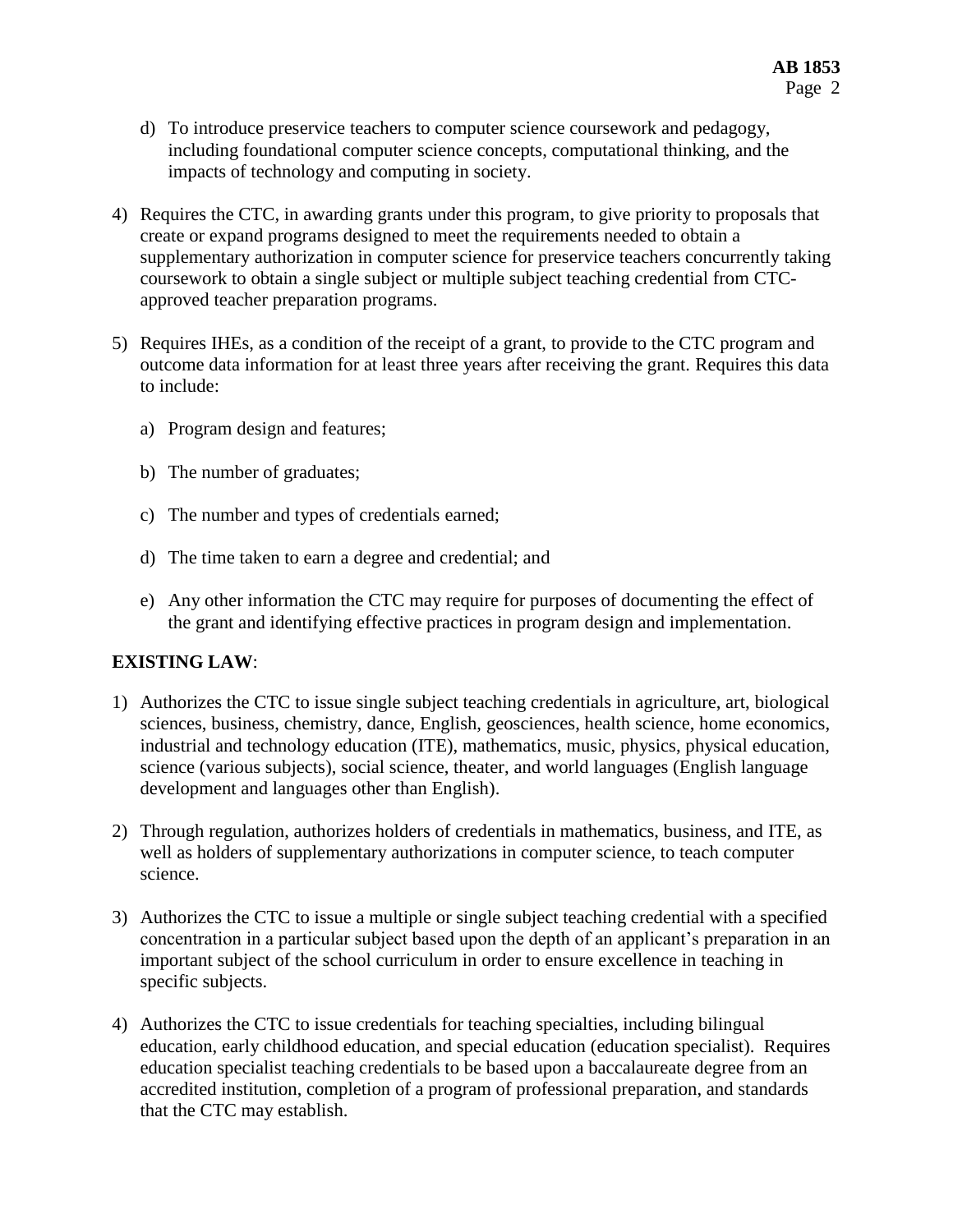d) To introduce preservice teachers to computer science coursework and pedagogy, including foundational computer science concepts, computational thinking, and the impacts of technology and computing in society.

4) Requires the CTC, in awarding grants under this program, to give priority to proposals that create or expand programs designed to meet the requirements needed to obtain a supplementary authorization in computer science for preservice teachers concurrently taking coursework to obtain a single subject or multiple subject teaching credential from CTC-approved teacher preparation programs.

5) Requires IHEs, as a condition of the receipt of a grant, to provide to the CTC program and outcome data information for at least three years after receiving the grant. Requires this data to include:

   a) Program design and features;

   b) The number of graduates;

   c) The number and types of credentials earned;

   d) The time taken to earn a degree and credential; and

   e) Any other information the CTC may require for purposes of documenting the effect of the grant and identifying effective practices in program design and implementation.

**EXISTING LAW**:

1) Authorizes the CTC to issue single subject teaching credentials in agriculture, art, biological sciences, business, chemistry, dance, English, geosciences, health science, home economics, industrial and technology education (ITE), mathematics, music, physics, physical education, science (various subjects), social science, theater, and world languages (English language development and languages other than English).

2) Through regulation, authorizes holders of credentials in mathematics, business, and ITE, as well as holders of supplementary authorizations in computer science, to teach computer science.

3) Authorizes the CTC to issue a multiple or single subject teaching credential with a specified concentration in a particular subject based upon the depth of an applicant's preparation in an important subject of the school curriculum in order to ensure excellence in teaching in specific subjects.

4) Authorizes the CTC to issue credentials for teaching specialties, including bilingual education, early childhood education, and special education (education specialist). Requires education specialist teaching credentials to be based upon a baccalaureate degree from an accredited institution, completion of a program of professional preparation, and standards that the CTC may establish.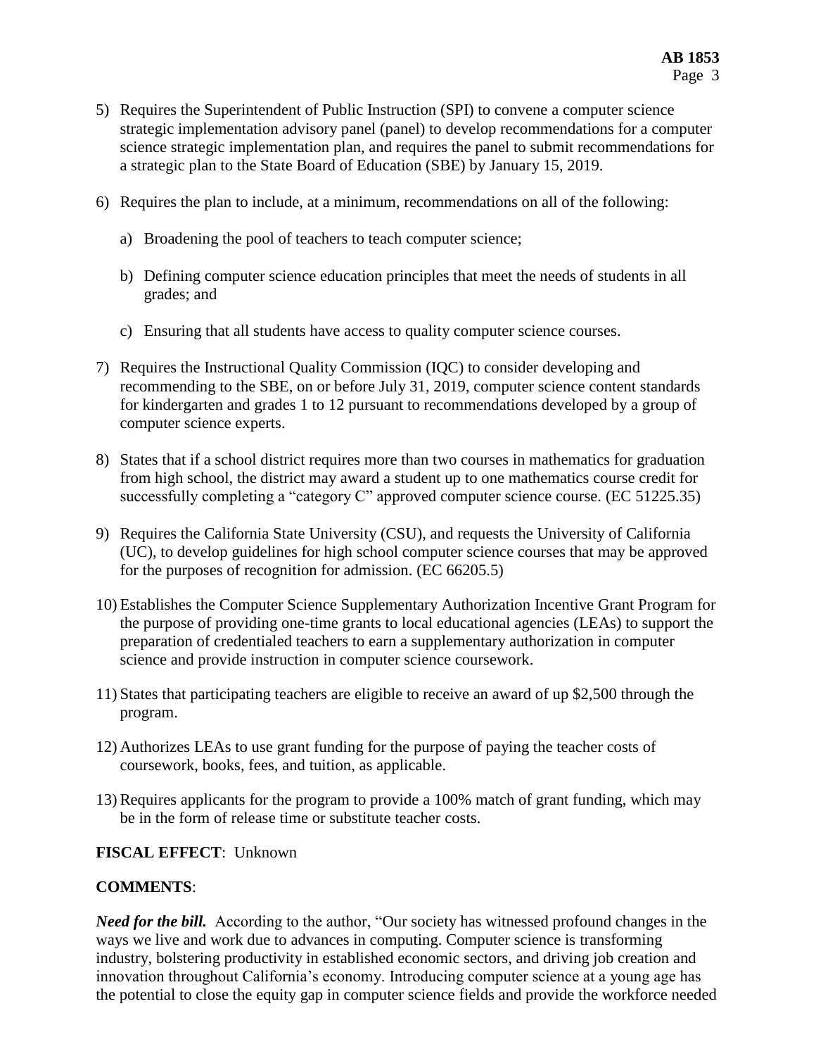5) Requires the Superintendent of Public Instruction (SPI) to convene a computer science strategic implementation advisory panel (panel) to develop recommendations for a computer science strategic implementation plan, and requires the panel to submit recommendations for a strategic plan to the State Board of Education (SBE) by January 15, 2019.

6) Requires the plan to include, at a minimum, recommendations on all of the following:

   a) Broadening the pool of teachers to teach computer science;

   b) Defining computer science education principles that meet the needs of students in all grades; and

   c) Ensuring that all students have access to quality computer science courses.

7) Requires the Instructional Quality Commission (IQC) to consider developing and recommending to the SBE, on or before July 31, 2019, computer science content standards for kindergarten and grades 1 to 12 pursuant to recommendations developed by a group of computer science experts.

8) States that if a school district requires more than two courses in mathematics for graduation from high school, the district may award a student up to one mathematics course credit for successfully completing a "category C" approved computer science course. (EC 51225.35)

9) Requires the California State University (CSU), and requests the University of California (UC), to develop guidelines for high school computer science courses that may be approved for the purposes of recognition for admission. (EC 66205.5)

10) Establishes the Computer Science Supplementary Authorization Incentive Grant Program for the purpose of providing one-time grants to local educational agencies (LEAs) to support the preparation of credentialed teachers to earn a supplementary authorization in computer science and provide instruction in computer science coursework.

11) States that participating teachers are eligible to receive an award of up $2,500 through the program.

12) Authorizes LEAs to use grant funding for the purpose of paying the teacher costs of coursework, books, fees, and tuition, as applicable.

13) Requires applicants for the program to provide a 100% match of grant funding, which may be in the form of release time or substitute teacher costs.

**FISCAL EFFECT**: Unknown

**COMMENTS**:

***Need for the bill.*** According to the author, "Our society has witnessed profound changes in the ways we live and work due to advances in computing. Computer science is transforming industry, bolstering productivity in established economic sectors, and driving job creation and innovation throughout California's economy. Introducing computer science at a young age has the potential to close the equity gap in computer science fields and provide the workforce needed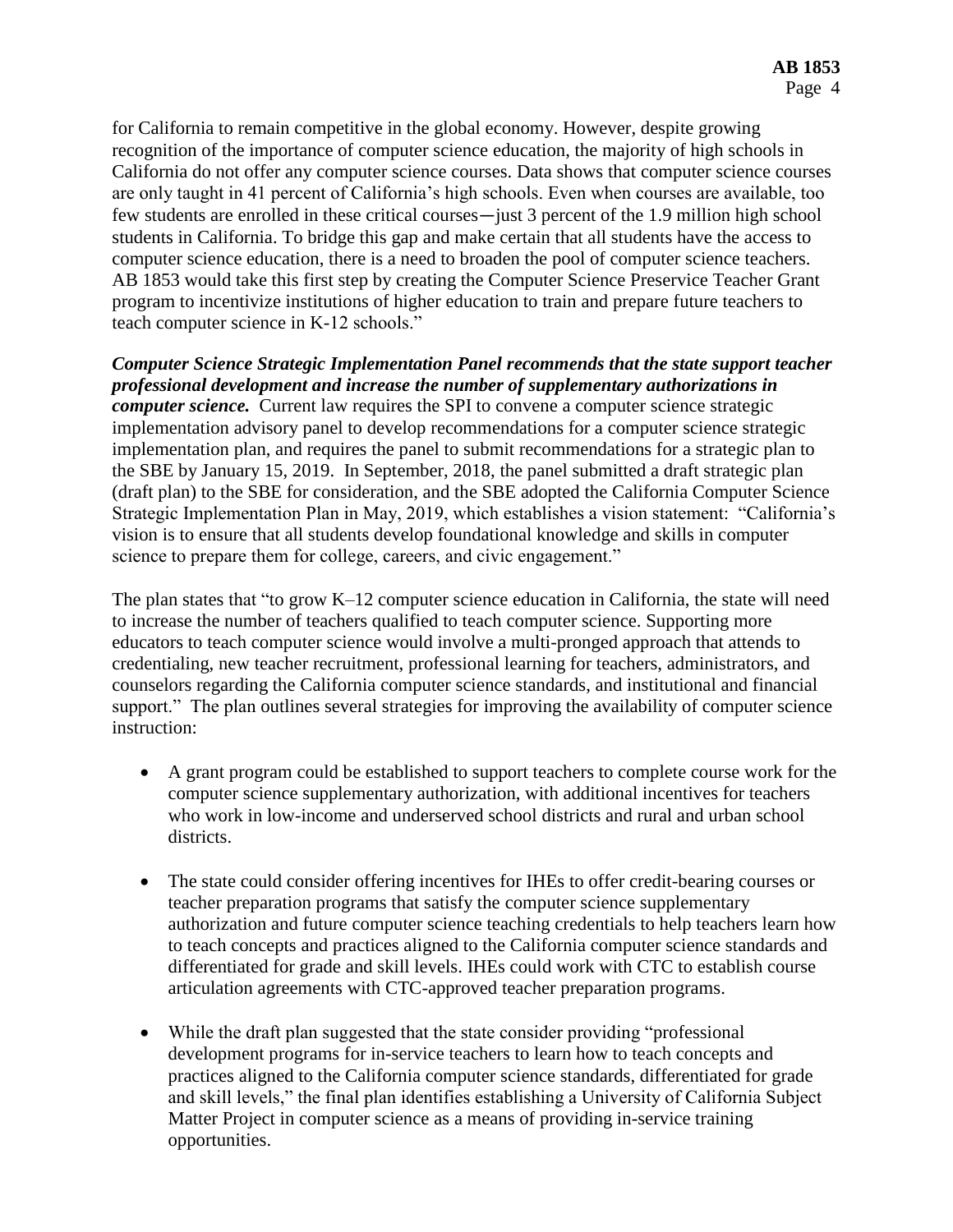for California to remain competitive in the global economy. However, despite growing recognition of the importance of computer science education, the majority of high schools in California do not offer any computer science courses. Data shows that computer science courses are only taught in 41 percent of California's high schools. Even when courses are available, too few students are enrolled in these critical courses—just 3 percent of the 1.9 million high school students in California. To bridge this gap and make certain that all students have the access to computer science education, there is a need to broaden the pool of computer science teachers. AB 1853 would take this first step by creating the Computer Science Preservice Teacher Grant program to incentivize institutions of higher education to train and prepare future teachers to teach computer science in K-12 schools."

***Computer Science Strategic Implementation Panel recommends that the state support teacher professional development and increase the number of supplementary authorizations in computer science.*** Current law requires the SPI to convene a computer science strategic implementation advisory panel to develop recommendations for a computer science strategic implementation plan, and requires the panel to submit recommendations for a strategic plan to the SBE by January 15, 2019. In September, 2018, the panel submitted a draft strategic plan (draft plan) to the SBE for consideration, and the SBE adopted the California Computer Science Strategic Implementation Plan in May, 2019, which establishes a vision statement: "California's vision is to ensure that all students develop foundational knowledge and skills in computer science to prepare them for college, careers, and civic engagement."

The plan states that "to grow K–12 computer science education in California, the state will need to increase the number of teachers qualified to teach computer science. Supporting more educators to teach computer science would involve a multi-pronged approach that attends to credentialing, new teacher recruitment, professional learning for teachers, administrators, and counselors regarding the California computer science standards, and institutional and financial support." The plan outlines several strategies for improving the availability of computer science instruction:

- A grant program could be established to support teachers to complete course work for the computer science supplementary authorization, with additional incentives for teachers who work in low-income and underserved school districts and rural and urban school districts.

- The state could consider offering incentives for IHEs to offer credit-bearing courses or teacher preparation programs that satisfy the computer science supplementary authorization and future computer science teaching credentials to help teachers learn how to teach concepts and practices aligned to the California computer science standards and differentiated for grade and skill levels. IHEs could work with CTC to establish course articulation agreements with CTC-approved teacher preparation programs.

- While the draft plan suggested that the state consider providing "professional development programs for in-service teachers to learn how to teach concepts and practices aligned to the California computer science standards, differentiated for grade and skill levels," the final plan identifies establishing a University of California Subject Matter Project in computer science as a means of providing in-service training opportunities.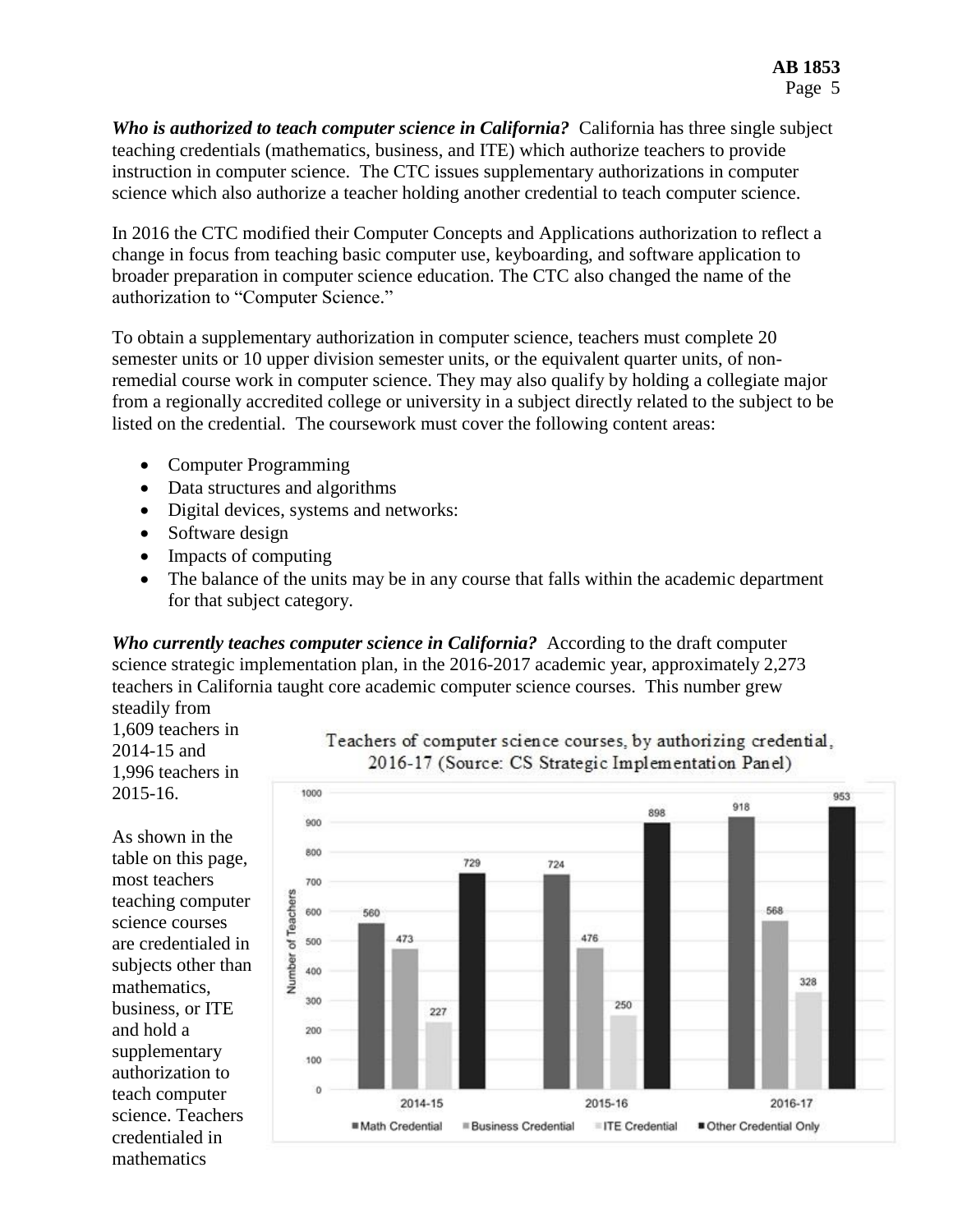***Who is authorized to teach computer science in California?*** California has three single subject teaching credentials (mathematics, business, and ITE) which authorize teachers to provide instruction in computer science. The CTC issues supplementary authorizations in computer science which also authorize a teacher holding another credential to teach computer science.

In 2016 the CTC modified their Computer Concepts and Applications authorization to reflect a change in focus from teaching basic computer use, keyboarding, and software application to broader preparation in computer science education. The CTC also changed the name of the authorization to "Computer Science."

To obtain a supplementary authorization in computer science, teachers must complete 20 semester units or 10 upper division semester units, or the equivalent quarter units, of non-remedial course work in computer science. They may also qualify by holding a collegiate major from a regionally accredited college or university in a subject directly related to the subject to be listed on the credential. The coursework must cover the following content areas:

- Computer Programming
- Data structures and algorithms
- Digital devices, systems and networks:
- Software design
- Impacts of computing
- The balance of the units may be in any course that falls within the academic department for that subject category.

***Who currently teaches computer science in California?*** According to the draft computer science strategic implementation plan, in the 2016-2017 academic year, approximately 2,273 teachers in California taught core academic computer science courses. This number grew steadily from 1,609 teachers in 2014-15 and 1,996 teachers in 2015-16.

Teachers of computer science courses, by authorizing credential, 2016-17 (Source: CS Strategic Implementation Panel)

| Number of Teachers | Math Credential | Business Credential | ITE Credential | Other Credential Only |
|---|---|---|---|---|
| 2014-15 | 560 | 473 | 227 | 729 |
| 2015-16 | 724 | 476 | 250 | 898 |
| 2016-17 | 918 | 568 | 328 | 953 |

As shown in the table on this page, most teachers teaching computer science courses are credentialed in subjects other than mathematics, business, or ITE and hold a supplementary authorization to teach computer science. Teachers credentialed in mathematics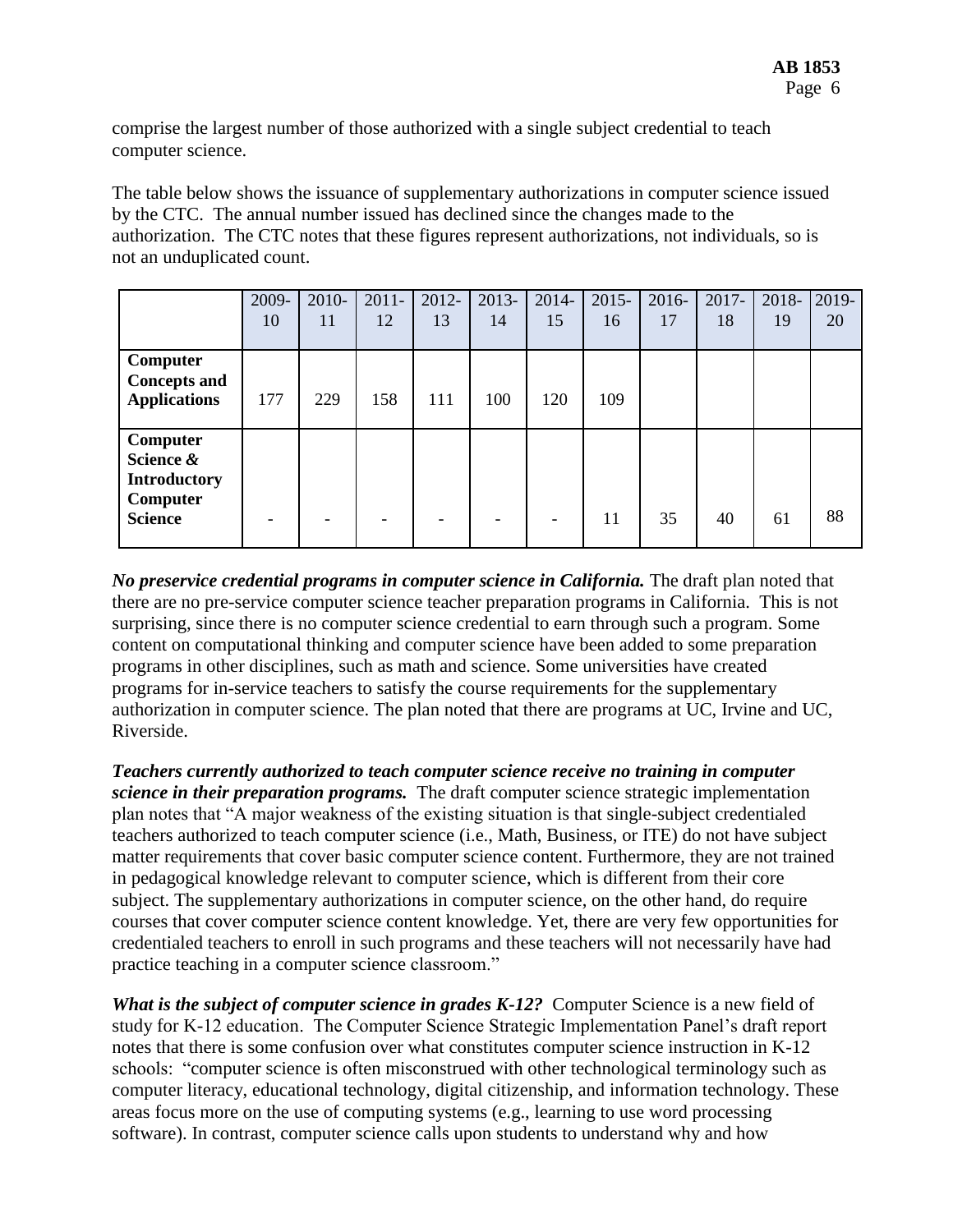comprise the largest number of those authorized with a single subject credential to teach computer science.

The table below shows the issuance of supplementary authorizations in computer science issued by the CTC. The annual number issued has declined since the changes made to the authorization. The CTC notes that these figures represent authorizations, not individuals, so is not an unduplicated count.

| | 2009-10 | 2010-11 | 2011-12 | 2012-13 | 2013-14 | 2014-15 | 2015-16 | 2016-17 | 2017-18 | 2018-19 | 2019-20 |
|---|---|---|---|---|---|---|---|---|---|---|---|
| **Computer Concepts and Applications** | 177 | 229 | 158 | 111 | 100 | 120 | 109 | | | | |
| **Computer Science & Introductory Computer Science** | - | - | - | - | - | - | 11 | 35 | 40 | 61 | 88 |

***No preservice credential programs in computer science in California.*** The draft plan noted that there are no pre-service computer science teacher preparation programs in California. This is not surprising, since there is no computer science credential to earn through such a program. Some content on computational thinking and computer science have been added to some preparation programs in other disciplines, such as math and science. Some universities have created programs for in-service teachers to satisfy the course requirements for the supplementary authorization in computer science. The plan noted that there are programs at UC, Irvine and UC, Riverside.

***Teachers currently authorized to teach computer science receive no training in computer science in their preparation programs.*** The draft computer science strategic implementation plan notes that "A major weakness of the existing situation is that single-subject credentialed teachers authorized to teach computer science (i.e., Math, Business, or ITE) do not have subject matter requirements that cover basic computer science content. Furthermore, they are not trained in pedagogical knowledge relevant to computer science, which is different from their core subject. The supplementary authorizations in computer science, on the other hand, do require courses that cover computer science content knowledge. Yet, there are very few opportunities for credentialed teachers to enroll in such programs and these teachers will not necessarily have had practice teaching in a computer science classroom."

***What is the subject of computer science in grades K-12?*** Computer Science is a new field of study for K-12 education. The Computer Science Strategic Implementation Panel's draft report notes that there is some confusion over what constitutes computer science instruction in K-12 schools: "computer science is often misconstrued with other technological terminology such as computer literacy, educational technology, digital citizenship, and information technology. These areas focus more on the use of computing systems (e.g., learning to use word processing software). In contrast, computer science calls upon students to understand why and how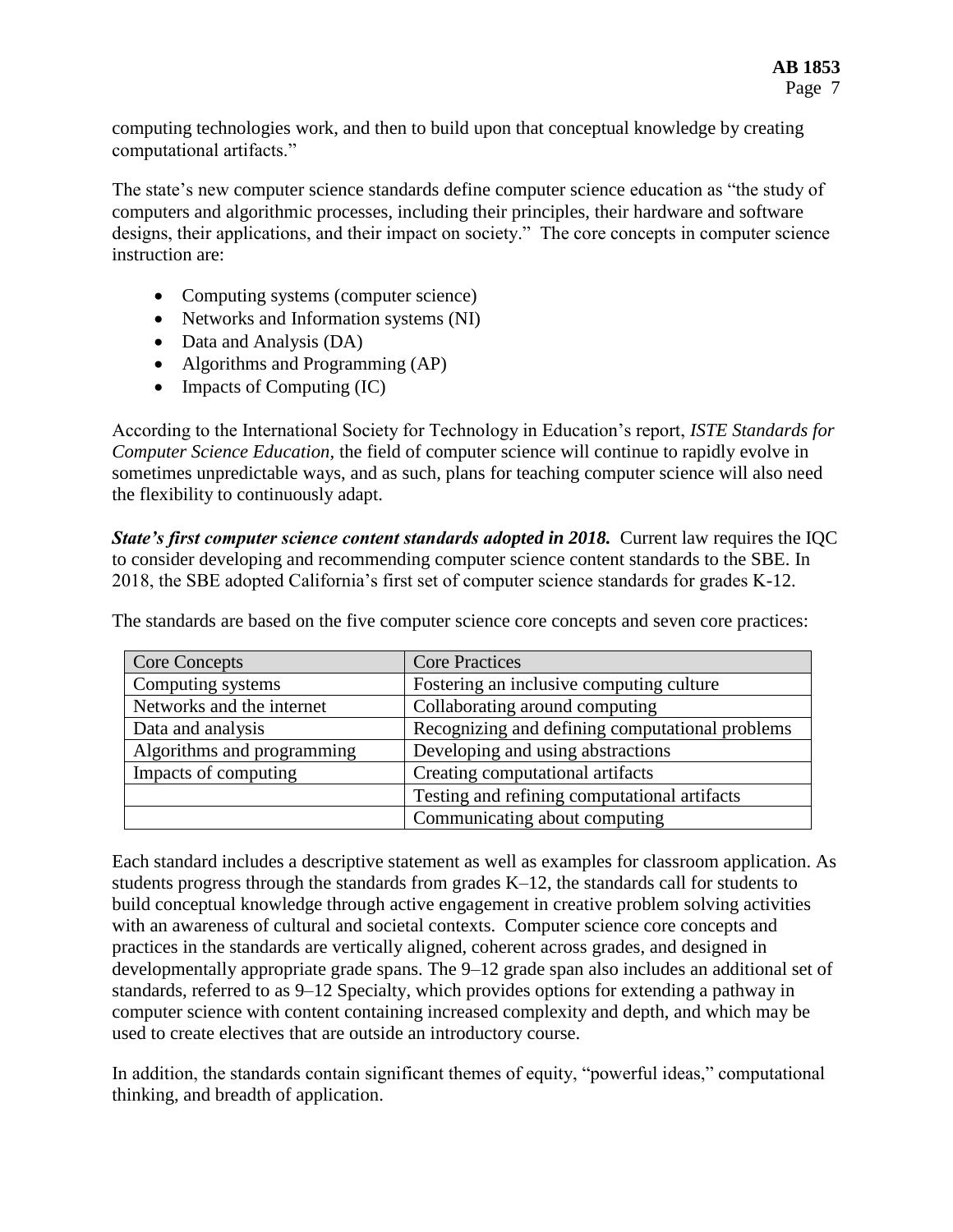computing technologies work, and then to build upon that conceptual knowledge by creating computational artifacts."

The state's new computer science standards define computer science education as "the study of computers and algorithmic processes, including their principles, their hardware and software designs, their applications, and their impact on society." The core concepts in computer science instruction are:

- Computing systems (computer science)
- Networks and Information systems (NI)
- Data and Analysis (DA)
- Algorithms and Programming (AP)
- Impacts of Computing (IC)

According to the International Society for Technology in Education's report, *ISTE Standards for Computer Science Education*, the field of computer science will continue to rapidly evolve in sometimes unpredictable ways, and as such, plans for teaching computer science will also need the flexibility to continuously adapt.

***State's first computer science content standards adopted in 2018.*** Current law requires the IQC to consider developing and recommending computer science content standards to the SBE. In 2018, the SBE adopted California's first set of computer science standards for grades K-12.

The standards are based on the five computer science core concepts and seven core practices:

| Core Concepts | Core Practices |
|---|---|
| Computing systems | Fostering an inclusive computing culture |
| Networks and the internet | Collaborating around computing |
| Data and analysis | Recognizing and defining computational problems |
| Algorithms and programming | Developing and using abstractions |
| Impacts of computing | Creating computational artifacts |
| | Testing and refining computational artifacts |
| | Communicating about computing |

Each standard includes a descriptive statement as well as examples for classroom application. As students progress through the standards from grades K–12, the standards call for students to build conceptual knowledge through active engagement in creative problem solving activities with an awareness of cultural and societal contexts. Computer science core concepts and practices in the standards are vertically aligned, coherent across grades, and designed in developmentally appropriate grade spans. The 9–12 grade span also includes an additional set of standards, referred to as 9–12 Specialty, which provides options for extending a pathway in computer science with content containing increased complexity and depth, and which may be used to create electives that are outside an introductory course.

In addition, the standards contain significant themes of equity, "powerful ideas," computational thinking, and breadth of application.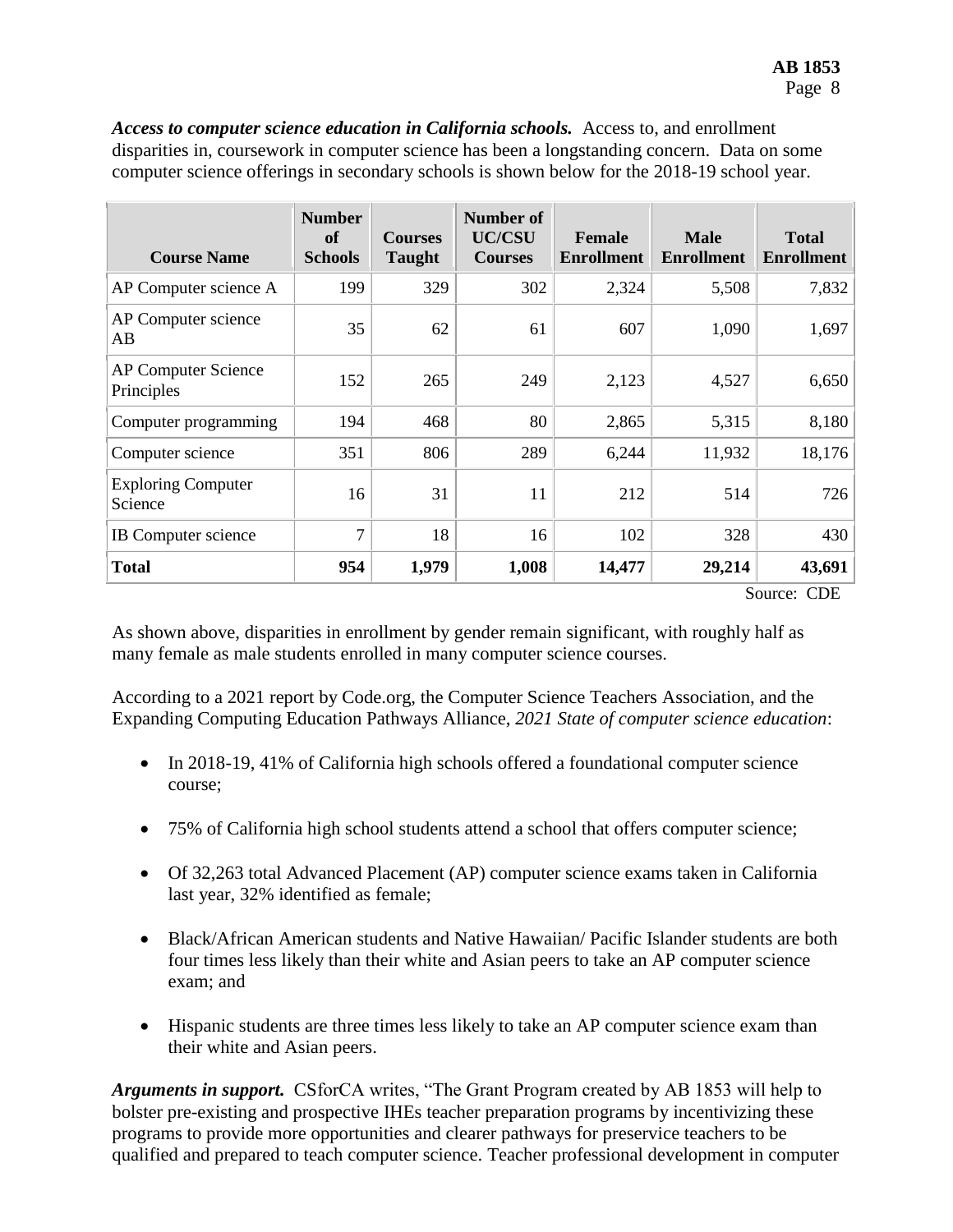***Access to computer science education in California schools.*** Access to, and enrollment disparities in, coursework in computer science has been a longstanding concern. Data on some computer science offerings in secondary schools is shown below for the 2018-19 school year.

| Course Name | Number of Schools | Courses Taught | Number of UC/CSU Courses | Female Enrollment | Male Enrollment | Total Enrollment |
|---|---|---|---|---|---|---|
| AP Computer science A | 199 | 329 | 302 | 2,324 | 5,508 | 7,832 |
| AP Computer science AB | 35 | 62 | 61 | 607 | 1,090 | 1,697 |
| AP Computer Science Principles | 152 | 265 | 249 | 2,123 | 4,527 | 6,650 |
| Computer programming | 194 | 468 | 80 | 2,865 | 5,315 | 8,180 |
| Computer science | 351 | 806 | 289 | 6,244 | 11,932 | 18,176 |
| Exploring Computer Science | 16 | 31 | 11 | 212 | 514 | 726 |
| IB Computer science | 7 | 18 | 16 | 102 | 328 | 430 |
| **Total** | **954** | **1,979** | **1,008** | **14,477** | **29,214** | **43,691** |

Source: CDE

As shown above, disparities in enrollment by gender remain significant, with roughly half as many female as male students enrolled in many computer science courses.

According to a 2021 report by Code.org, the Computer Science Teachers Association, and the Expanding Computing Education Pathways Alliance, *2021 State of computer science education*:

- In 2018-19, 41% of California high schools offered a foundational computer science course;
- 75% of California high school students attend a school that offers computer science;
- Of 32,263 total Advanced Placement (AP) computer science exams taken in California last year, 32% identified as female;
- Black/African American students and Native Hawaiian/ Pacific Islander students are both four times less likely than their white and Asian peers to take an AP computer science exam; and
- Hispanic students are three times less likely to take an AP computer science exam than their white and Asian peers.

***Arguments in support.*** CSforCA writes, "The Grant Program created by AB 1853 will help to bolster pre-existing and prospective IHEs teacher preparation programs by incentivizing these programs to provide more opportunities and clearer pathways for preservice teachers to be qualified and prepared to teach computer science. Teacher professional development in computer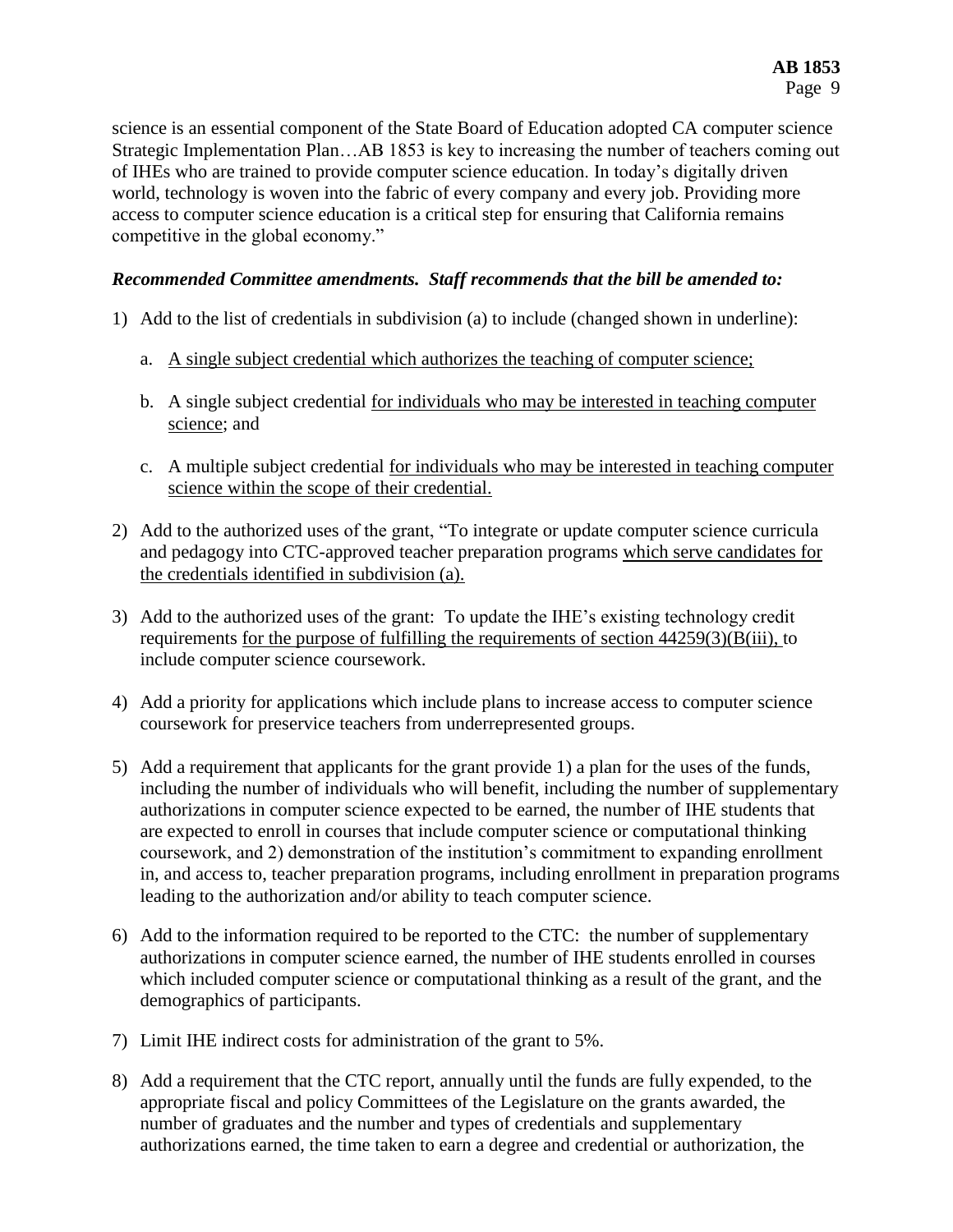science is an essential component of the State Board of Education adopted CA computer science Strategic Implementation Plan…AB 1853 is key to increasing the number of teachers coming out of IHEs who are trained to provide computer science education. In today's digitally driven world, technology is woven into the fabric of every company and every job. Providing more access to computer science education is a critical step for ensuring that California remains competitive in the global economy."

***Recommended Committee amendments. Staff recommends that the bill be amended to:***

1) Add to the list of credentials in subdivision (a) to include (changed shown in underline):

   a. <u>A single subject credential which authorizes the teaching of computer science;</u>

   b. A single subject credential <u>for individuals who may be interested in teaching computer science</u>; and

   c. A multiple subject credential <u>for individuals who may be interested in teaching computer science within the scope of their credential.</u>

2) Add to the authorized uses of the grant, "To integrate or update computer science curricula and pedagogy into CTC-approved teacher preparation programs <u>which serve candidates for the credentials identified in subdivision (a).</u>

3) Add to the authorized uses of the grant: To update the IHE's existing technology credit requirements <u>for the purpose of fulfilling the requirements of section 44259(3)(B(iii),</u> to include computer science coursework.

4) Add a priority for applications which include plans to increase access to computer science coursework for preservice teachers from underrepresented groups.

5) Add a requirement that applicants for the grant provide 1) a plan for the uses of the funds, including the number of individuals who will benefit, including the number of supplementary authorizations in computer science expected to be earned, the number of IHE students that are expected to enroll in courses that include computer science or computational thinking coursework, and 2) demonstration of the institution's commitment to expanding enrollment in, and access to, teacher preparation programs, including enrollment in preparation programs leading to the authorization and/or ability to teach computer science.

6) Add to the information required to be reported to the CTC: the number of supplementary authorizations in computer science earned, the number of IHE students enrolled in courses which included computer science or computational thinking as a result of the grant, and the demographics of participants.

7) Limit IHE indirect costs for administration of the grant to 5%.

8) Add a requirement that the CTC report, annually until the funds are fully expended, to the appropriate fiscal and policy Committees of the Legislature on the grants awarded, the number of graduates and the number and types of credentials and supplementary authorizations earned, the time taken to earn a degree and credential or authorization, the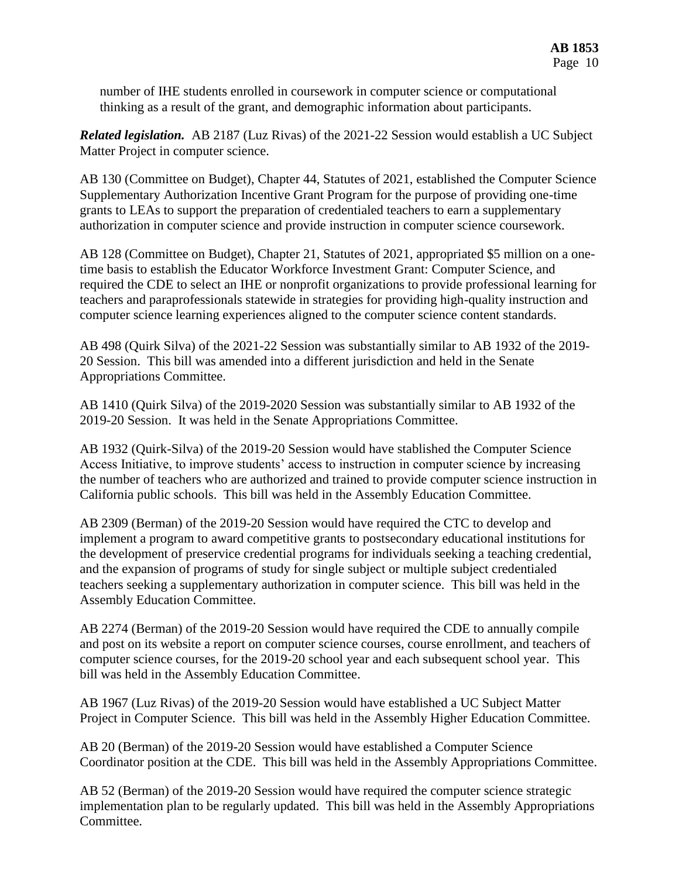number of IHE students enrolled in coursework in computer science or computational thinking as a result of the grant, and demographic information about participants.

***Related legislation.*** AB 2187 (Luz Rivas) of the 2021-22 Session would establish a UC Subject Matter Project in computer science.

AB 130 (Committee on Budget), Chapter 44, Statutes of 2021, established the Computer Science Supplementary Authorization Incentive Grant Program for the purpose of providing one-time grants to LEAs to support the preparation of credentialed teachers to earn a supplementary authorization in computer science and provide instruction in computer science coursework.

AB 128 (Committee on Budget), Chapter 21, Statutes of 2021, appropriated $5 million on a one-time basis to establish the Educator Workforce Investment Grant: Computer Science, and required the CDE to select an IHE or nonprofit organizations to provide professional learning for teachers and paraprofessionals statewide in strategies for providing high-quality instruction and computer science learning experiences aligned to the computer science content standards.

AB 498 (Quirk Silva) of the 2021-22 Session was substantially similar to AB 1932 of the 2019-20 Session. This bill was amended into a different jurisdiction and held in the Senate Appropriations Committee.

AB 1410 (Quirk Silva) of the 2019-2020 Session was substantially similar to AB 1932 of the 2019-20 Session. It was held in the Senate Appropriations Committee.

AB 1932 (Quirk-Silva) of the 2019-20 Session would have stablished the Computer Science Access Initiative, to improve students' access to instruction in computer science by increasing the number of teachers who are authorized and trained to provide computer science instruction in California public schools. This bill was held in the Assembly Education Committee.

AB 2309 (Berman) of the 2019-20 Session would have required the CTC to develop and implement a program to award competitive grants to postsecondary educational institutions for the development of preservice credential programs for individuals seeking a teaching credential, and the expansion of programs of study for single subject or multiple subject credentialed teachers seeking a supplementary authorization in computer science. This bill was held in the Assembly Education Committee.

AB 2274 (Berman) of the 2019-20 Session would have required the CDE to annually compile and post on its website a report on computer science courses, course enrollment, and teachers of computer science courses, for the 2019-20 school year and each subsequent school year. This bill was held in the Assembly Education Committee.

AB 1967 (Luz Rivas) of the 2019-20 Session would have established a UC Subject Matter Project in Computer Science. This bill was held in the Assembly Higher Education Committee.

AB 20 (Berman) of the 2019-20 Session would have established a Computer Science Coordinator position at the CDE. This bill was held in the Assembly Appropriations Committee.

AB 52 (Berman) of the 2019-20 Session would have required the computer science strategic implementation plan to be regularly updated. This bill was held in the Assembly Appropriations Committee.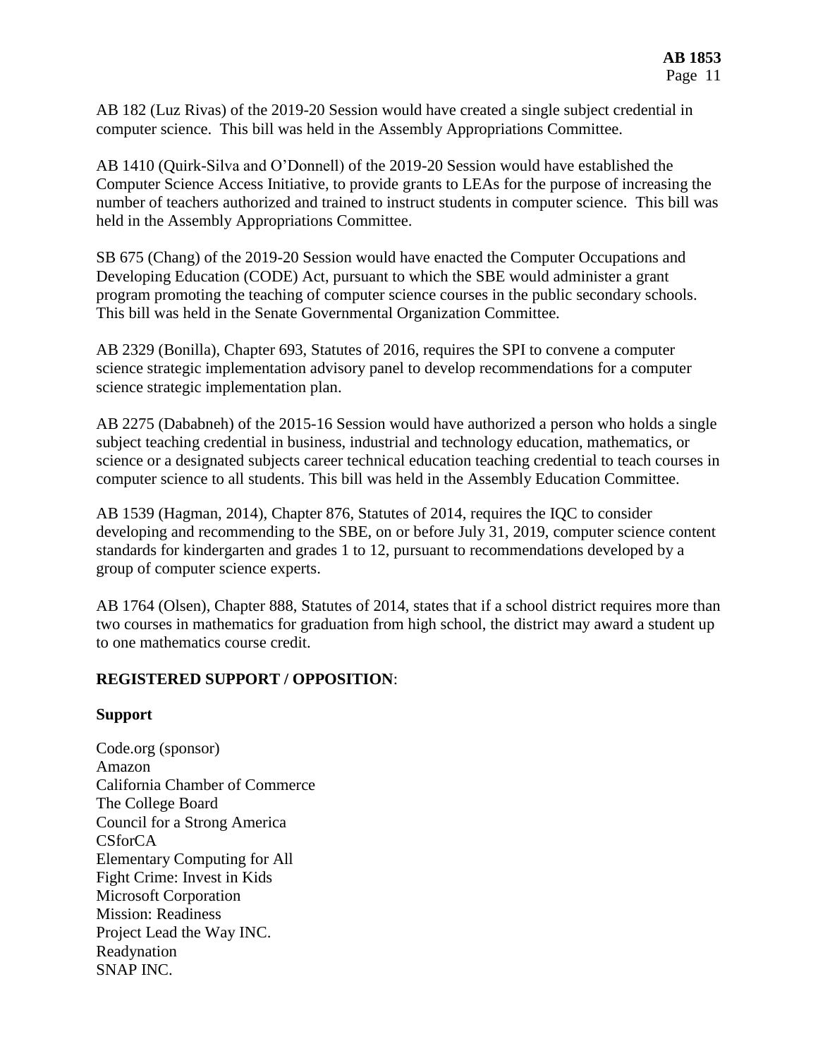AB 182 (Luz Rivas) of the 2019-20 Session would have created a single subject credential in computer science. This bill was held in the Assembly Appropriations Committee.

AB 1410 (Quirk-Silva and O'Donnell) of the 2019-20 Session would have established the Computer Science Access Initiative, to provide grants to LEAs for the purpose of increasing the number of teachers authorized and trained to instruct students in computer science. This bill was held in the Assembly Appropriations Committee.

SB 675 (Chang) of the 2019-20 Session would have enacted the Computer Occupations and Developing Education (CODE) Act, pursuant to which the SBE would administer a grant program promoting the teaching of computer science courses in the public secondary schools. This bill was held in the Senate Governmental Organization Committee.

AB 2329 (Bonilla), Chapter 693, Statutes of 2016, requires the SPI to convene a computer science strategic implementation advisory panel to develop recommendations for a computer science strategic implementation plan.

AB 2275 (Dababneh) of the 2015-16 Session would have authorized a person who holds a single subject teaching credential in business, industrial and technology education, mathematics, or science or a designated subjects career technical education teaching credential to teach courses in computer science to all students. This bill was held in the Assembly Education Committee.

AB 1539 (Hagman, 2014), Chapter 876, Statutes of 2014, requires the IQC to consider developing and recommending to the SBE, on or before July 31, 2019, computer science content standards for kindergarten and grades 1 to 12, pursuant to recommendations developed by a group of computer science experts.

AB 1764 (Olsen), Chapter 888, Statutes of 2014, states that if a school district requires more than two courses in mathematics for graduation from high school, the district may award a student up to one mathematics course credit.

**REGISTERED SUPPORT / OPPOSITION**:

**Support**

Code.org (sponsor)
Amazon
California Chamber of Commerce
The College Board
Council for a Strong America
CSforCA
Elementary Computing for All
Fight Crime: Invest in Kids
Microsoft Corporation
Mission: Readiness
Project Lead the Way INC.
Readynation
SNAP INC.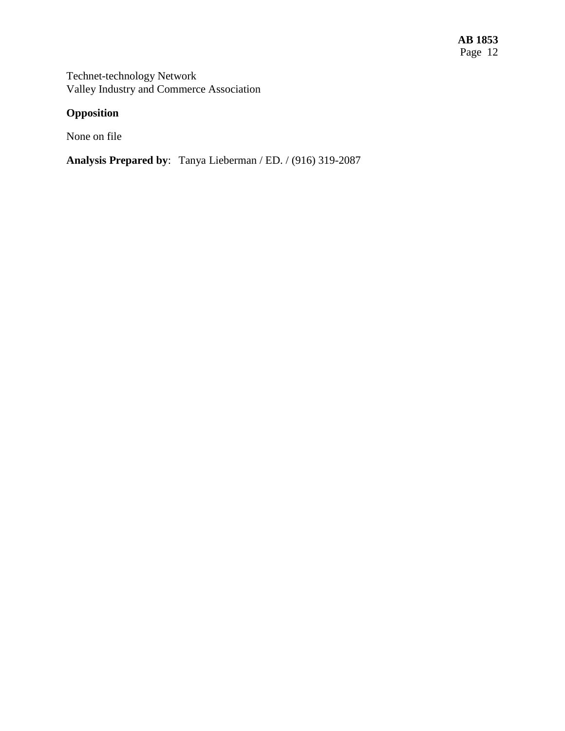Technet-technology Network
Valley Industry and Commerce Association

**Opposition**

None on file

**Analysis Prepared by**: Tanya Lieberman / ED. / (916) 319-2087